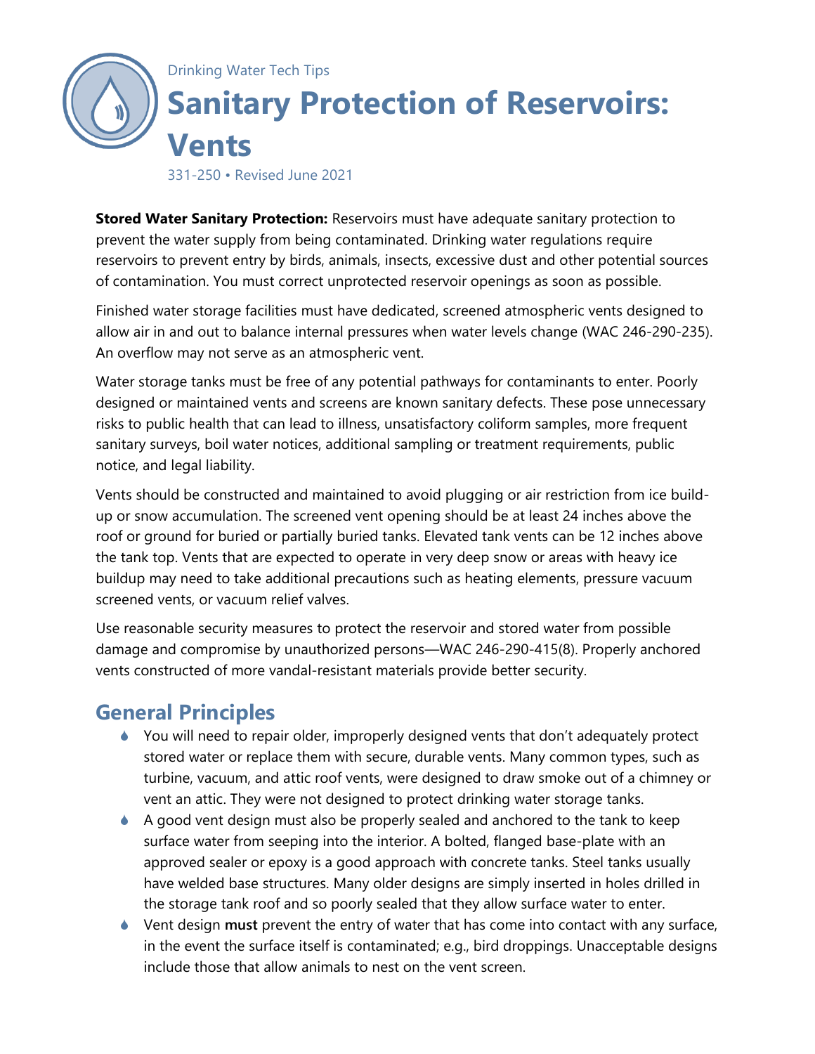Drinking Water Tech Tips

# Sanitary Protection of Reservoirs: Vents

331-250 • Revised June 2021

**Stored Water Sanitary Protection:** Reservoirs must have adequate sanitary protection to prevent the water supply from being contaminated. Drinking water regulations require reservoirs to prevent entry by birds, animals, insects, excessive dust and other potential sources of contamination. You must correct unprotected reservoir openings as soon as possible.

Finished water storage facilities must have dedicated, screened atmospheric vents designed to allow air in and out to balance internal pressures when water levels change (WAC 246-290-235). An overflow may not serve as an atmospheric vent.

Water storage tanks must be free of any potential pathways for contaminants to enter. Poorly designed or maintained vents and screens are known sanitary defects. These pose unnecessary risks to public health that can lead to illness, unsatisfactory coliform samples, more frequent sanitary surveys, boil water notices, additional sampling or treatment requirements, public notice, and legal liability.

Vents should be constructed and maintained to avoid plugging or air restriction from ice build-up or snow accumulation. The screened vent opening should be at least 24 inches above the roof or ground for buried or partially buried tanks. Elevated tank vents can be 12 inches above the tank top. Vents that are expected to operate in very deep snow or areas with heavy ice buildup may need to take additional precautions such as heating elements, pressure vacuum screened vents, or vacuum relief valves.

Use reasonable security measures to protect the reservoir and stored water from possible damage and compromise by unauthorized persons—WAC 246-290-415(8). Properly anchored vents constructed of more vandal-resistant materials provide better security.

## General Principles

- You will need to repair older, improperly designed vents that don't adequately protect stored water or replace them with secure, durable vents. Many common types, such as turbine, vacuum, and attic roof vents, were designed to draw smoke out of a chimney or vent an attic. They were not designed to protect drinking water storage tanks.
- A good vent design must also be properly sealed and anchored to the tank to keep surface water from seeping into the interior. A bolted, flanged base-plate with an approved sealer or epoxy is a good approach with concrete tanks. Steel tanks usually have welded base structures. Many older designs are simply inserted in holes drilled in the storage tank roof and so poorly sealed that they allow surface water to enter.
- Vent design **must** prevent the entry of water that has come into contact with any surface, in the event the surface itself is contaminated; e.g., bird droppings. Unacceptable designs include those that allow animals to nest on the vent screen.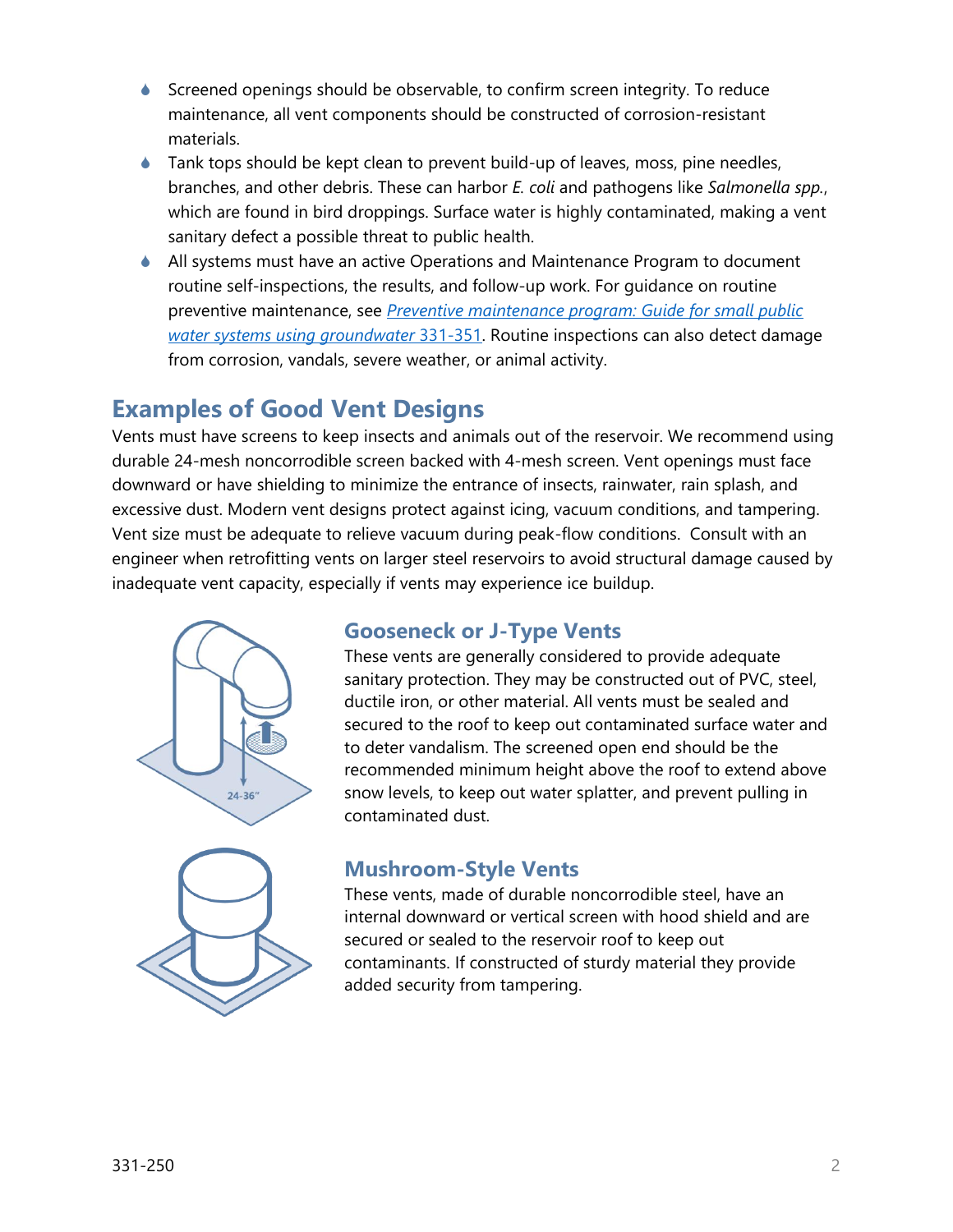- Screened openings should be observable, to confirm screen integrity. To reduce maintenance, all vent components should be constructed of corrosion-resistant materials.
- Tank tops should be kept clean to prevent build-up of leaves, moss, pine needles, branches, and other debris. These can harbor *E. coli* and pathogens like *Salmonella spp.*, which are found in bird droppings. Surface water is highly contaminated, making a vent sanitary defect a possible threat to public health.
- All systems must have an active Operations and Maintenance Program to document routine self-inspections, the results, and follow-up work. For guidance on routine preventive maintenance, see *Preventive maintenance program: Guide for small public water systems using groundwater* 331-351. Routine inspections can also detect damage from corrosion, vandals, severe weather, or animal activity.

## Examples of Good Vent Designs

Vents must have screens to keep insects and animals out of the reservoir. We recommend using durable 24-mesh noncorrodible screen backed with 4-mesh screen. Vent openings must face downward or have shielding to minimize the entrance of insects, rainwater, rain splash, and excessive dust. Modern vent designs protect against icing, vacuum conditions, and tampering. Vent size must be adequate to relieve vacuum during peak-flow conditions. Consult with an engineer when retrofitting vents on larger steel reservoirs to avoid structural damage caused by inadequate vent capacity, especially if vents may experience ice buildup.

### Gooseneck or J-Type Vents

These vents are generally considered to provide adequate sanitary protection. They may be constructed out of PVC, steel, ductile iron, or other material. All vents must be sealed and secured to the roof to keep out contaminated surface water and to deter vandalism. The screened open end should be the recommended minimum height above the roof to extend above snow levels, to keep out water splatter, and prevent pulling in contaminated dust.

### Mushroom-Style Vents

These vents, made of durable noncorrodible steel, have an internal downward or vertical screen with hood shield and are secured or sealed to the reservoir roof to keep out contaminants. If constructed of sturdy material they provide added security from tampering.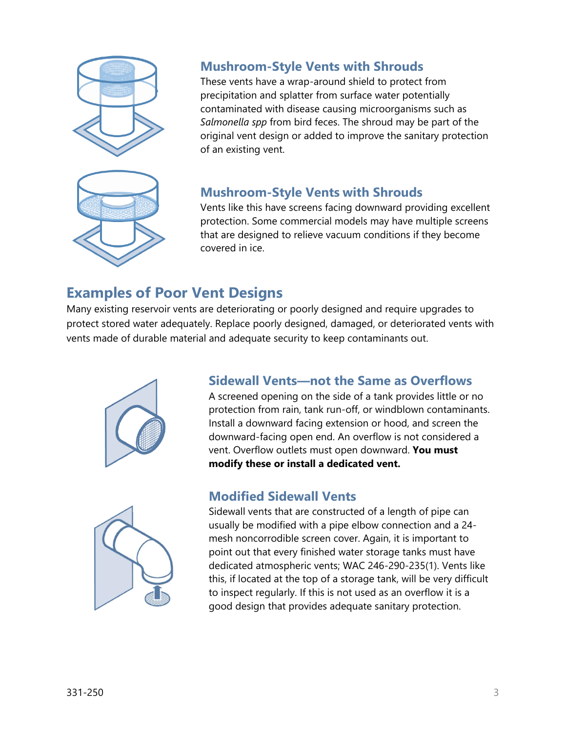### Mushroom-Style Vents with Shrouds

These vents have a wrap-around shield to protect from precipitation and splatter from surface water potentially contaminated with disease causing microorganisms such as *Salmonella spp* from bird feces. The shroud may be part of the original vent design or added to improve the sanitary protection of an existing vent.

### Mushroom-Style Vents with Shrouds

Vents like this have screens facing downward providing excellent protection. Some commercial models may have multiple screens that are designed to relieve vacuum conditions if they become covered in ice.

## Examples of Poor Vent Designs

Many existing reservoir vents are deteriorating or poorly designed and require upgrades to protect stored water adequately. Replace poorly designed, damaged, or deteriorated vents with vents made of durable material and adequate security to keep contaminants out.

### Sidewall Vents—not the Same as Overflows

A screened opening on the side of a tank provides little or no protection from rain, tank run-off, or windblown contaminants. Install a downward facing extension or hood, and screen the downward-facing open end. An overflow is not considered a vent. Overflow outlets must open downward. **You must modify these or install a dedicated vent.**

### Modified Sidewall Vents

Sidewall vents that are constructed of a length of pipe can usually be modified with a pipe elbow connection and a 24-mesh noncorrodible screen cover. Again, it is important to point out that every finished water storage tanks must have dedicated atmospheric vents; WAC 246-290-235(1). Vents like this, if located at the top of a storage tank, will be very difficult to inspect regularly. If this is not used as an overflow it is a good design that provides adequate sanitary protection.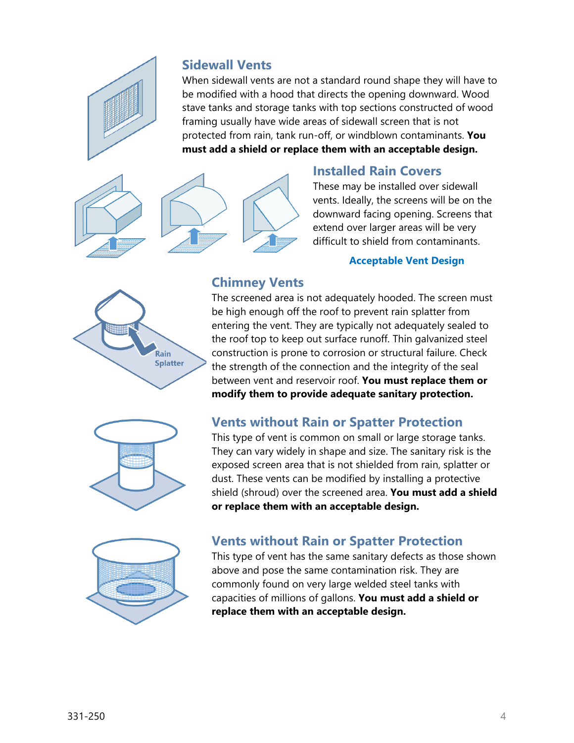## Sidewall Vents

When sidewall vents are not a standard round shape they will have to be modified with a hood that directs the opening downward. Wood stave tanks and storage tanks with top sections constructed of wood framing usually have wide areas of sidewall screen that is not protected from rain, tank run-off, or windblown contaminants. **You must add a shield or replace them with an acceptable design.**

## Installed Rain Covers

These may be installed over sidewall vents. Ideally, the screens will be on the downward facing opening. Screens that extend over larger areas will be very difficult to shield from contaminants.

**Acceptable Vent Design**

## Chimney Vents

The screened area is not adequately hooded. The screen must be high enough off the roof to prevent rain splatter from entering the vent. They are typically not adequately sealed to the roof top to keep out surface runoff. Thin galvanized steel construction is prone to corrosion or structural failure. Check the strength of the connection and the integrity of the seal between vent and reservoir roof. **You must replace them or modify them to provide adequate sanitary protection.**

## Vents without Rain or Spatter Protection

This type of vent is common on small or large storage tanks. They can vary widely in shape and size. The sanitary risk is the exposed screen area that is not shielded from rain, splatter or dust. These vents can be modified by installing a protective shield (shroud) over the screened area. **You must add a shield or replace them with an acceptable design.**

## Vents without Rain or Spatter Protection

This type of vent has the same sanitary defects as those shown above and pose the same contamination risk. They are commonly found on very large welded steel tanks with capacities of millions of gallons. **You must add a shield or replace them with an acceptable design.**

331-250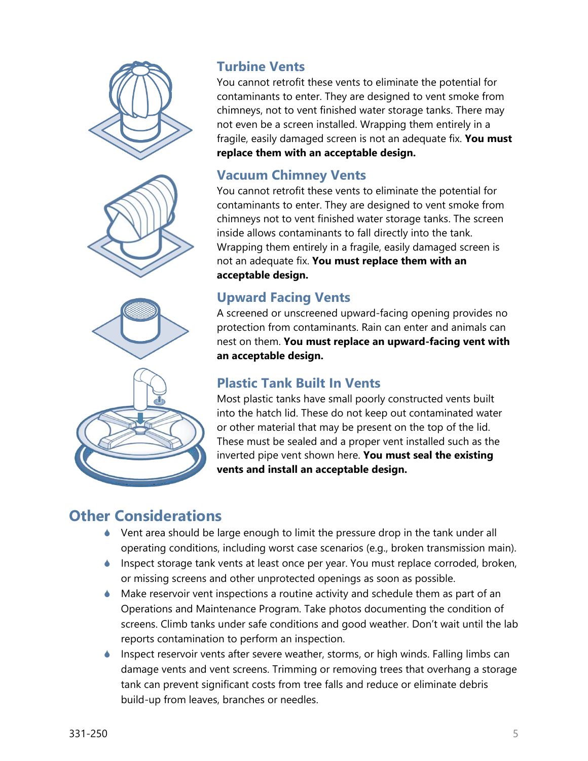## Turbine Vents

You cannot retrofit these vents to eliminate the potential for contaminants to enter. They are designed to vent smoke from chimneys, not to vent finished water storage tanks. There may not even be a screen installed. Wrapping them entirely in a fragile, easily damaged screen is not an adequate fix. **You must replace them with an acceptable design.**

## Vacuum Chimney Vents

You cannot retrofit these vents to eliminate the potential for contaminants to enter. They are designed to vent smoke from chimneys not to vent finished water storage tanks. The screen inside allows contaminants to fall directly into the tank. Wrapping them entirely in a fragile, easily damaged screen is not an adequate fix. **You must replace them with an acceptable design.**

## Upward Facing Vents

A screened or unscreened upward-facing opening provides no protection from contaminants. Rain can enter and animals can nest on them. **You must replace an upward-facing vent with an acceptable design.**

## Plastic Tank Built In Vents

Most plastic tanks have small poorly constructed vents built into the hatch lid. These do not keep out contaminated water or other material that may be present on the top of the lid. These must be sealed and a proper vent installed such as the inverted pipe vent shown here. **You must seal the existing vents and install an acceptable design.**

# Other Considerations

- Vent area should be large enough to limit the pressure drop in the tank under all operating conditions, including worst case scenarios (e.g., broken transmission main).
- Inspect storage tank vents at least once per year. You must replace corroded, broken, or missing screens and other unprotected openings as soon as possible.
- Make reservoir vent inspections a routine activity and schedule them as part of an Operations and Maintenance Program. Take photos documenting the condition of screens. Climb tanks under safe conditions and good weather. Don't wait until the lab reports contamination to perform an inspection.
- Inspect reservoir vents after severe weather, storms, or high winds. Falling limbs can damage vents and vent screens. Trimming or removing trees that overhang a storage tank can prevent significant costs from tree falls and reduce or eliminate debris build-up from leaves, branches or needles.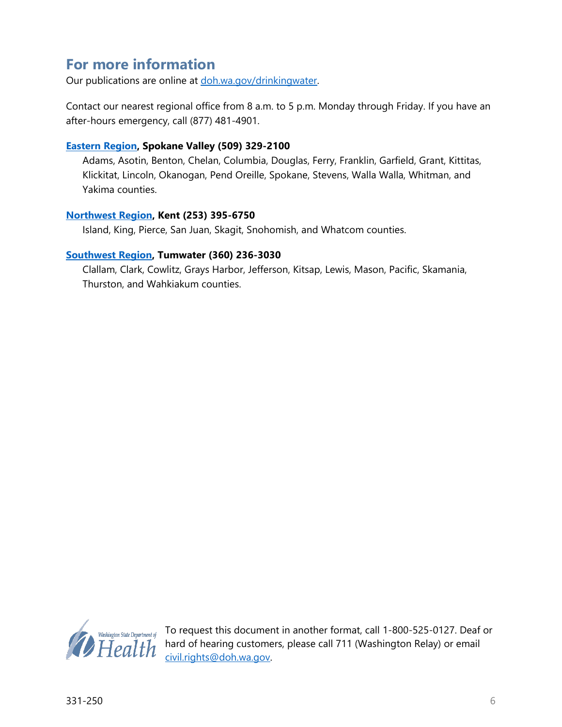## For more information

Our publications are online at doh.wa.gov/drinkingwater.

Contact our nearest regional office from 8 a.m. to 5 p.m. Monday through Friday. If you have an after-hours emergency, call (877) 481-4901.

**Eastern Region, Spokane Valley (509) 329-2100**

Adams, Asotin, Benton, Chelan, Columbia, Douglas, Ferry, Franklin, Garfield, Grant, Kittitas, Klickitat, Lincoln, Okanogan, Pend Oreille, Spokane, Stevens, Walla Walla, Whitman, and Yakima counties.

**Northwest Region, Kent (253) 395-6750**

Island, King, Pierce, San Juan, Skagit, Snohomish, and Whatcom counties.

**Southwest Region, Tumwater (360) 236-3030**

Clallam, Clark, Cowlitz, Grays Harbor, Jefferson, Kitsap, Lewis, Mason, Pacific, Skamania, Thurston, and Wahkiakum counties.

Washington State Department of Health

To request this document in another format, call 1-800-525-0127. Deaf or hard of hearing customers, please call 711 (Washington Relay) or email civil.rights@doh.wa.gov.

331-250